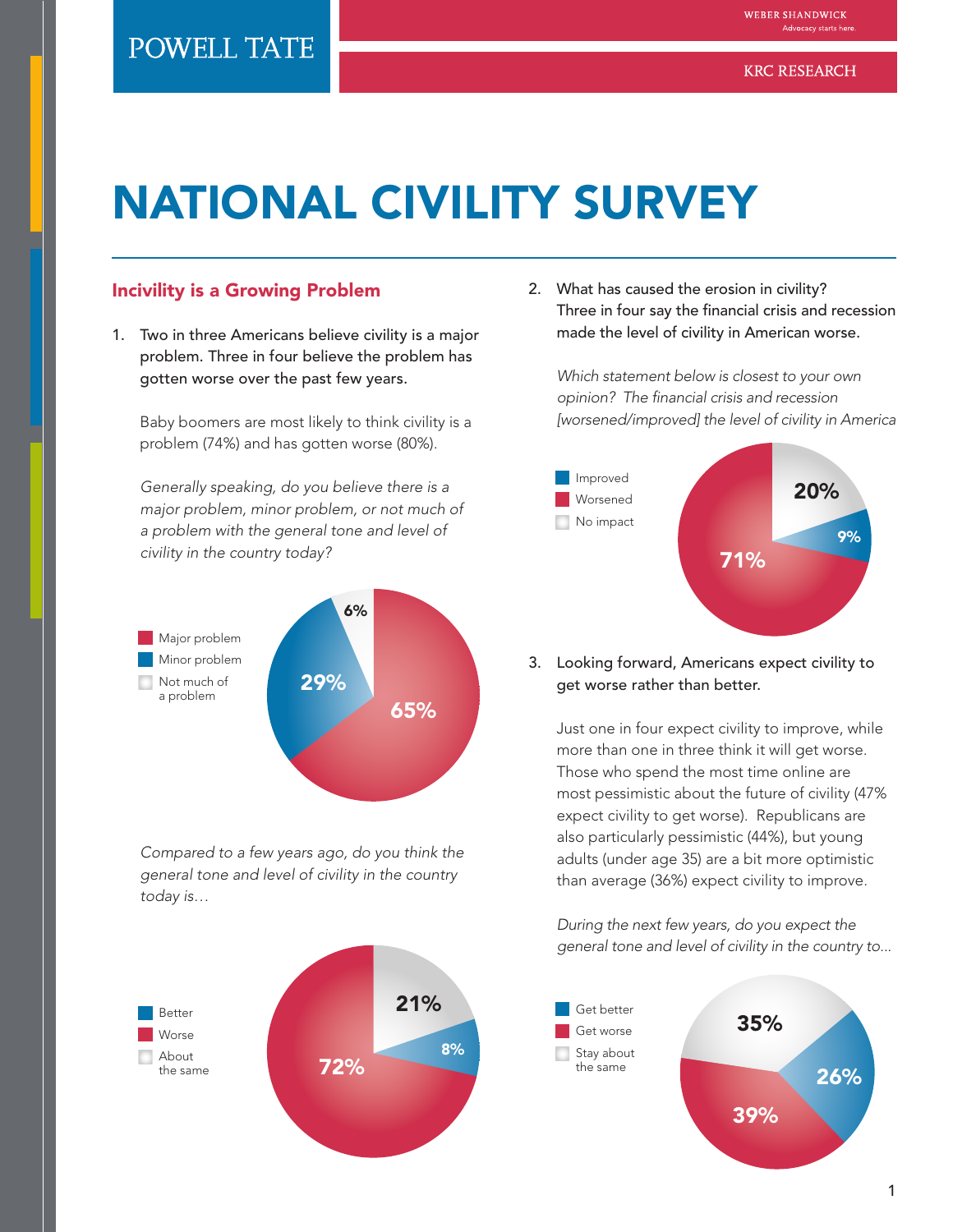POWELL TATE

WEBER SHANDWICK
Advocacy starts here.

KRC RESEARCH

# NATIONAL CIVILITY SURVEY

## Incivility is a Growing Problem

1. Two in three Americans believe civility is a major problem. Three in four believe the problem has gotten worse over the past few years.

   Baby boomers are most likely to think civility is a problem (74%) and has gotten worse (80%).

   *Generally speaking, do you believe there is a major problem, minor problem, or not much of a problem with the general tone and level of civility in the country today?*

| Response | % |
|---|---|
| Major problem | 65% |
| Minor problem | 29% |
| Not much of a problem | 6% |

   *Compared to a few years ago, do you think the general tone and level of civility in the country today is…*

| Response | % |
|---|---|
| Better | 8% |
| Worse | 72% |
| About the same | 21% |

2. What has caused the erosion in civility? Three in four say the financial crisis and recession made the level of civility in American worse.

   *Which statement below is closest to your own opinion? The financial crisis and recession [worsened/improved] the level of civility in America*

| Response | % |
|---|---|
| Improved | 9% |
| Worsened | 71% |
| No impact | 20% |

3. Looking forward, Americans expect civility to get worse rather than better.

   Just one in four expect civility to improve, while more than one in three think it will get worse. Those who spend the most time online are most pessimistic about the future of civility (47% expect civility to get worse). Republicans are also particularly pessimistic (44%), but young adults (under age 35) are a bit more optimistic than average (36%) expect civility to improve.

   *During the next few years, do you expect the general tone and level of civility in the country to…*

| Response | % |
|---|---|
| Get better | 26% |
| Get worse | 39% |
| Stay about the same | 35% |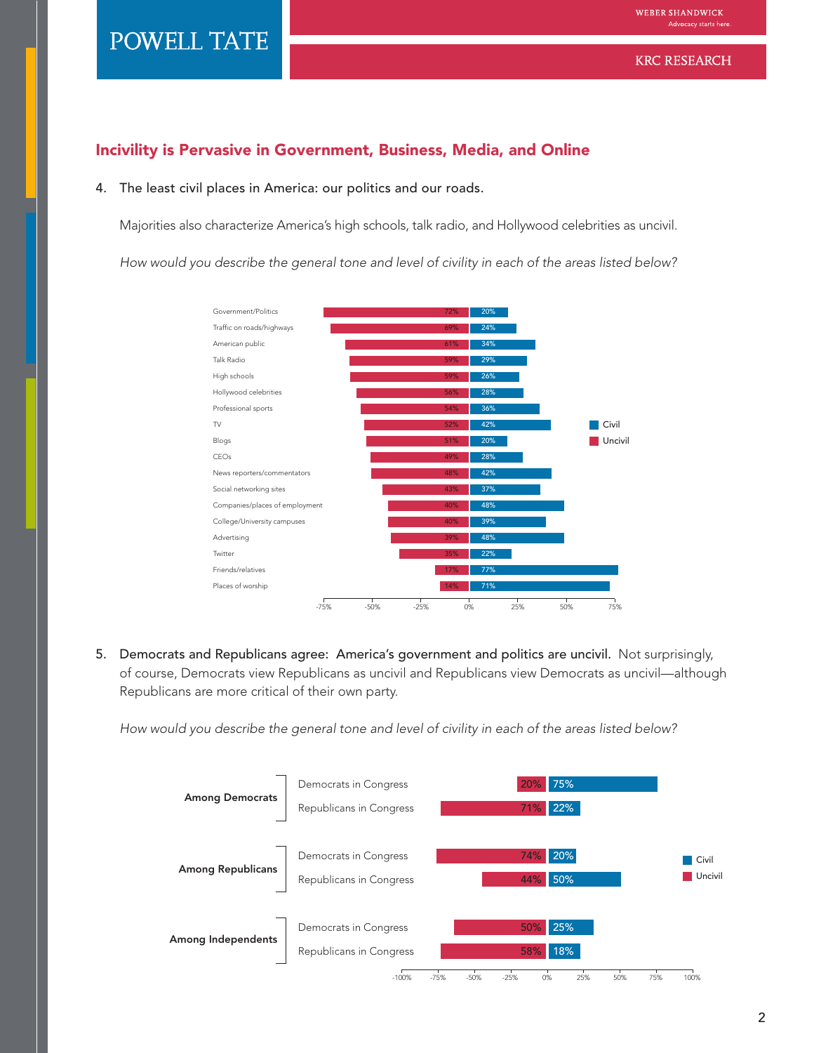## Incivility is Pervasive in Government, Business, Media, and Online

4. The least civil places in America: our politics and our roads.

   Majorities also characterize America's high schools, talk radio, and Hollywood celebrities as uncivil.

   *How would you describe the general tone and level of civility in each of the areas listed below?*

| Area | Uncivil | Civil |
|---|---|---|
| Government/Politics | 72% | 20% |
| Traffic on roads/highways | 69% | 24% |
| American public | 61% | 34% |
| Talk Radio | 59% | 29% |
| High schools | 59% | 26% |
| Hollywood celebrities | 56% | 28% |
| Professional sports | 54% | 36% |
| TV | 52% | 42% |
| Blogs | 51% | 20% |
| CEOs | 49% | 28% |
| News reporters/commentators | 48% | 42% |
| Social networking sites | 43% | 37% |
| Companies/places of employment | 40% | 48% |
| College/University campuses | 40% | 39% |
| Advertising | 39% | 48% |
| Twitter | 35% | 22% |
| Friends/relatives | 17% | 77% |
| Places of worship | 14% | 71% |

5. **Democrats and Republicans agree: America's government and politics are uncivil.** Not surprisingly, of course, Democrats view Republicans as uncivil and Republicans view Democrats as uncivil—although Republicans are more critical of their own party.

   *How would you describe the general tone and level of civility in each of the areas listed below?*

| Group | Area | Uncivil | Civil |
|---|---|---|---|
| Among Democrats | Democrats in Congress | 20% | 75% |
| | Republicans in Congress | 71% | 22% |
| Among Republicans | Democrats in Congress | 74% | 20% |
| | Republicans in Congress | 44% | 50% |
| Among Independents | Democrats in Congress | 50% | 25% |
| | Republicans in Congress | 58% | 18% |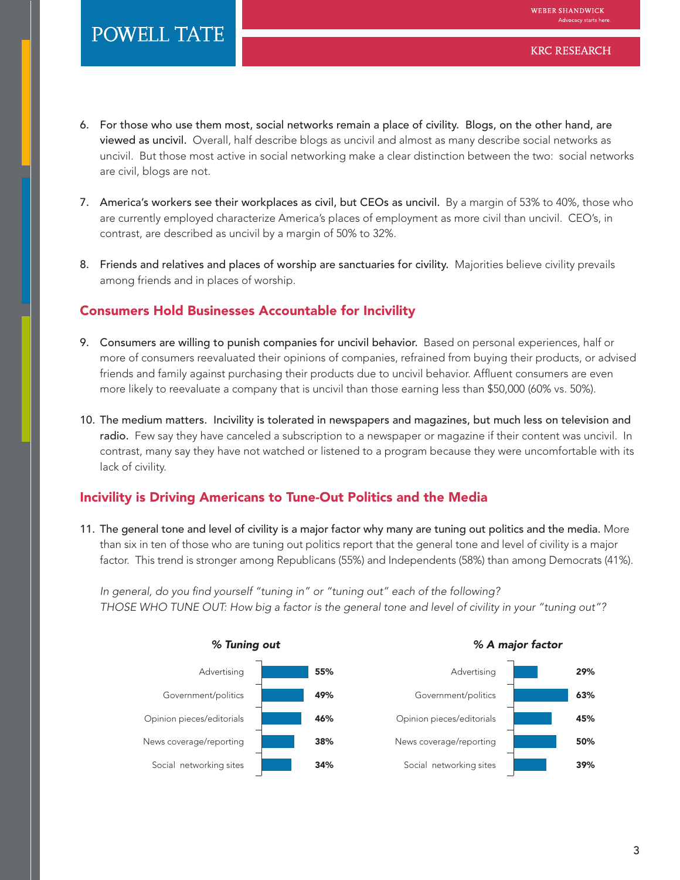6. **For those who use them most, social networks remain a place of civility. Blogs, on the other hand, are viewed as uncivil.** Overall, half describe blogs as uncivil and almost as many describe social networks as uncivil. But those most active in social networking make a clear distinction between the two: social networks are civil, blogs are not.

7. **America's workers see their workplaces as civil, but CEOs as uncivil.** By a margin of 53% to 40%, those who are currently employed characterize America's places of employment as more civil than uncivil. CEO's, in contrast, are described as uncivil by a margin of 50% to 32%.

8. **Friends and relatives and places of worship are sanctuaries for civility.** Majorities believe civility prevails among friends and in places of worship.

## Consumers Hold Businesses Accountable for Incivility

9. **Consumers are willing to punish companies for uncivil behavior.** Based on personal experiences, half or more of consumers reevaluated their opinions of companies, refrained from buying their products, or advised friends and family against purchasing their products due to uncivil behavior. Affluent consumers are even more likely to reevaluate a company that is uncivil than those earning less than $50,000 (60% vs. 50%).

10. **The medium matters. Incivility is tolerated in newspapers and magazines, but much less on television and radio.** Few say they have canceled a subscription to a newspaper or magazine if their content was uncivil. In contrast, many say they have not watched or listened to a program because they were uncomfortable with its lack of civility.

## Incivility is Driving Americans to Tune-Out Politics and the Media

11. **The general tone and level of civility is a major factor why many are tuning out politics and the media.** More than six in ten of those who are tuning out politics report that the general tone and level of civility is a major factor. This trend is stronger among Republicans (55%) and Independents (58%) than among Democrats (41%).

*In general, do you find yourself "tuning in" or "tuning out" each of the following?*
*THOSE WHO TUNE OUT: How big a factor is the general tone and level of civility in your "tuning out"?*

| | % Tuning out | % A major factor |
|---|---|---|
| Advertising | 55% | 29% |
| Government/politics | 49% | 63% |
| Opinion pieces/editorials | 46% | 45% |
| News coverage/reporting | 38% | 50% |
| Social networking sites | 34% | 39% |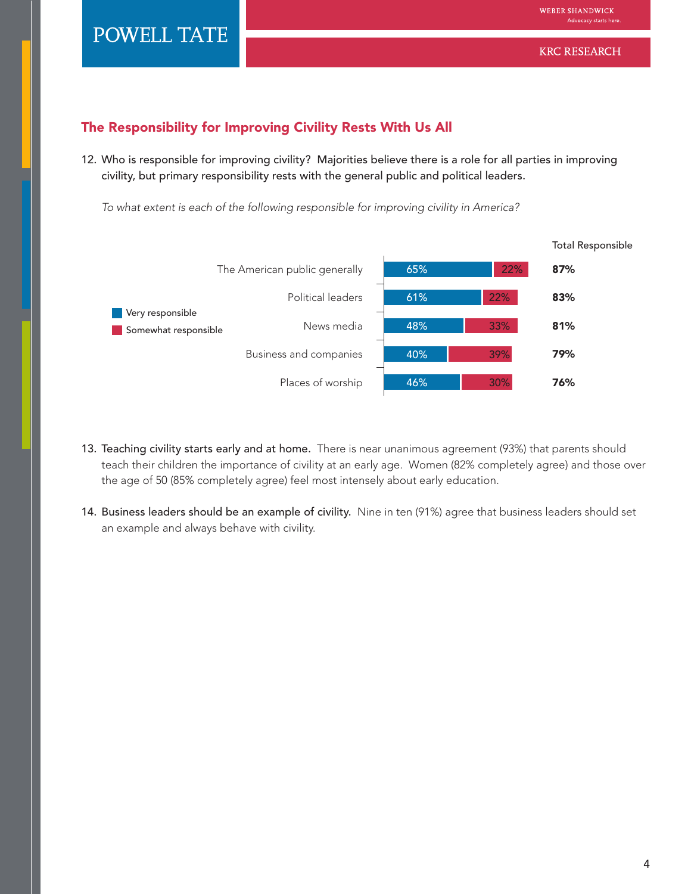## The Responsibility for Improving Civility Rests With Us All

12. Who is responsible for improving civility? Majorities believe there is a role for all parties in improving civility, but primary responsibility rests with the general public and political leaders.

*To what extent is each of the following responsible for improving civility in America?*

| | Very responsible | Somewhat responsible | Total Responsible |
|---|---|---|---|
| The American public generally | 65% | 22% | **87%** |
| Political leaders | 61% | 22% | **83%** |
| News media | 48% | 33% | **81%** |
| Business and companies | 40% | 39% | **79%** |
| Places of worship | 46% | 30% | **76%** |

13. Teaching civility starts early and at home. There is near unanimous agreement (93%) that parents should teach their children the importance of civility at an early age. Women (82% completely agree) and those over the age of 50 (85% completely agree) feel most intensely about early education.

14. Business leaders should be an example of civility. Nine in ten (91%) agree that business leaders should set an example and always behave with civility.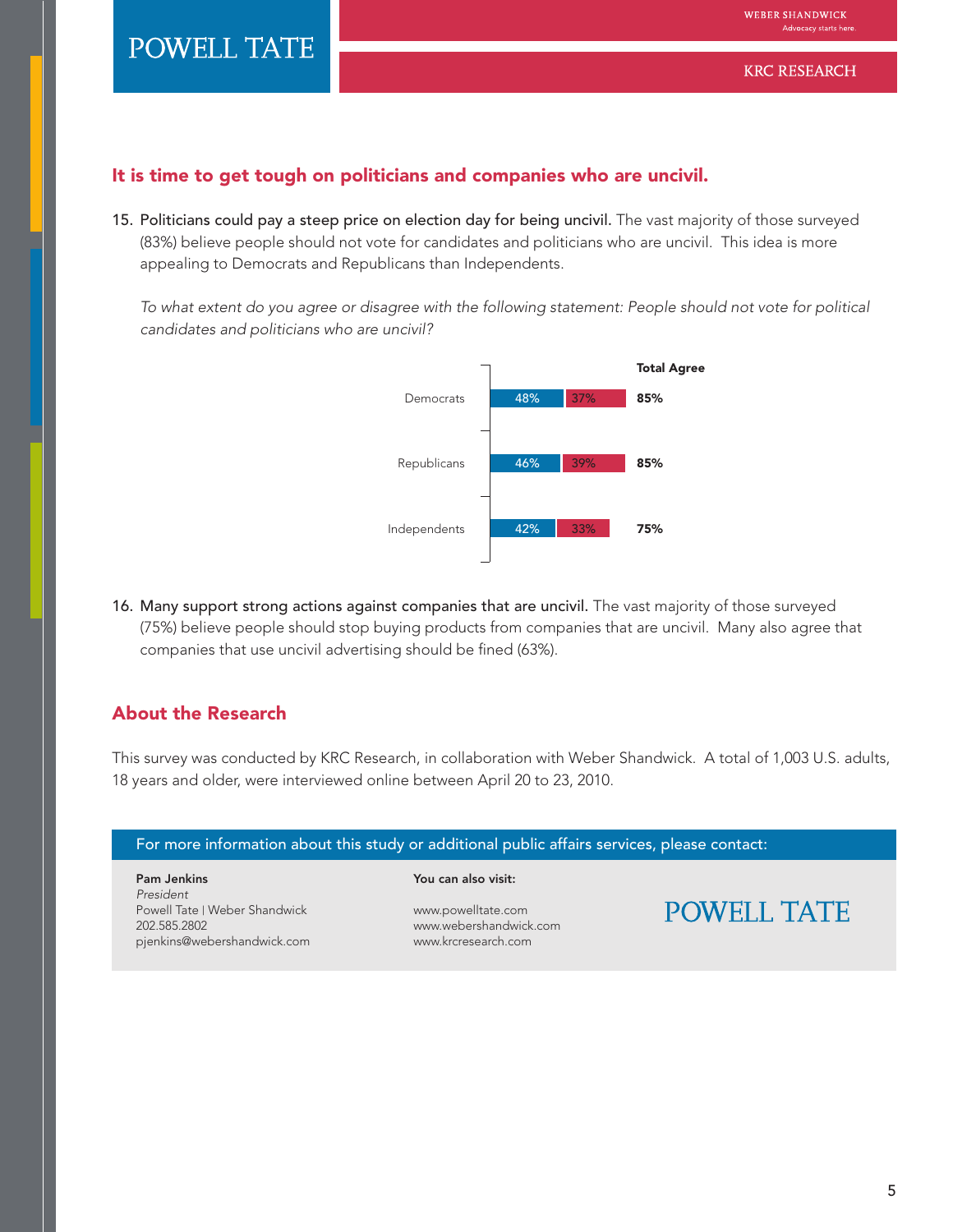## It is time to get tough on politicians and companies who are uncivil.

15. **Politicians could pay a steep price on election day for being uncivil.** The vast majority of those surveyed (83%) believe people should not vote for candidates and politicians who are uncivil. This idea is more appealing to Democrats and Republicans than Independents.

*To what extent do you agree or disagree with the following statement: People should not vote for political candidates and politicians who are uncivil?*

Total Agree

Democrats 48% 37% 85%

Republicans 46% 39% 85%

Independents 42% 33% 75%

16. **Many support strong actions against companies that are uncivil.** The vast majority of those surveyed (75%) believe people should stop buying products from companies that are uncivil. Many also agree that companies that use uncivil advertising should be fined (63%).

## About the Research

This survey was conducted by KRC Research, in collaboration with Weber Shandwick. A total of 1,003 U.S. adults, 18 years and older, were interviewed online between April 20 to 23, 2010.

For more information about this study or additional public affairs services, please contact:

**Pam Jenkins**
*President*
Powell Tate | Weber Shandwick
202.585.2802
pjenkins@webershandwick.com

**You can also visit:**

www.powelltate.com
www.webershandwick.com
www.krcresearch.com

POWELL TATE